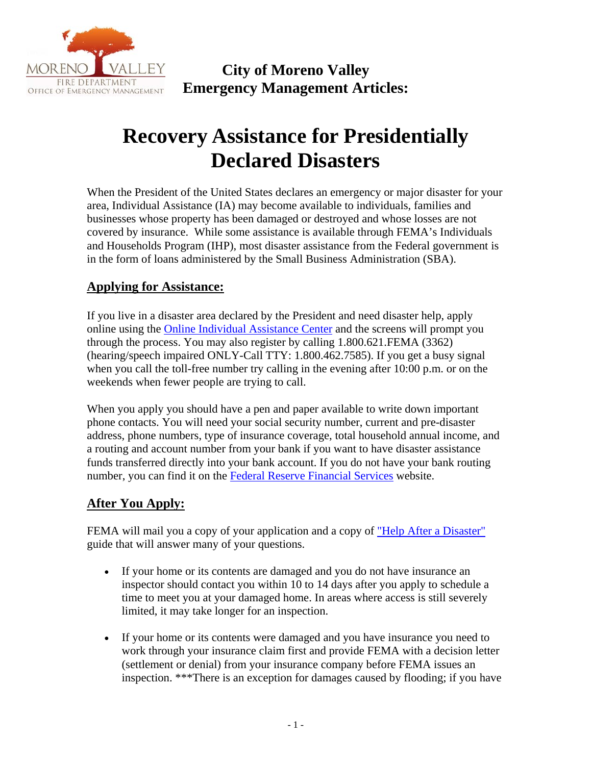**City of Moreno Valley**
**Emergency Management Articles:**

# Recovery Assistance for Presidentially Declared Disasters

When the President of the United States declares an emergency or major disaster for your area, Individual Assistance (IA) may become available to individuals, families and businesses whose property has been damaged or destroyed and whose losses are not covered by insurance. While some assistance is available through FEMA's Individuals and Households Program (IHP), most disaster assistance from the Federal government is in the form of loans administered by the Small Business Administration (SBA).

## Applying for Assistance:

If you live in a disaster area declared by the President and need disaster help, apply online using the [Online Individual Assistance Center]() and the screens will prompt you through the process. You may also register by calling 1.800.621.FEMA (3362) (hearing/speech impaired ONLY-Call TTY: 1.800.462.7585). If you get a busy signal when you call the toll-free number try calling in the evening after 10:00 p.m. or on the weekends when fewer people are trying to call.

When you apply you should have a pen and paper available to write down important phone contacts. You will need your social security number, current and pre-disaster address, phone numbers, type of insurance coverage, total household annual income, and a routing and account number from your bank if you want to have disaster assistance funds transferred directly into your bank account. If you do not have your bank routing number, you can find it on the [Federal Reserve Financial Services]() website.

## After You Apply:

FEMA will mail you a copy of your application and a copy of ["Help After a Disaster"]() guide that will answer many of your questions.

- If your home or its contents are damaged and you do not have insurance an inspector should contact you within 10 to 14 days after you apply to schedule a time to meet you at your damaged home. In areas where access is still severely limited, it may take longer for an inspection.

- If your home or its contents were damaged and you have insurance you need to work through your insurance claim first and provide FEMA with a decision letter (settlement or denial) from your insurance company before FEMA issues an inspection. ***There is an exception for damages caused by flooding; if you have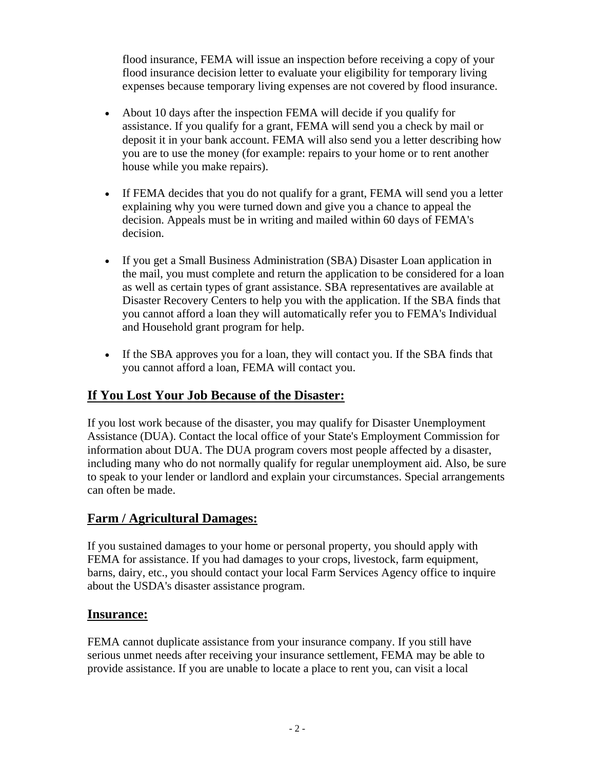flood insurance, FEMA will issue an inspection before receiving a copy of your flood insurance decision letter to evaluate your eligibility for temporary living expenses because temporary living expenses are not covered by flood insurance.

- About 10 days after the inspection FEMA will decide if you qualify for assistance. If you qualify for a grant, FEMA will send you a check by mail or deposit it in your bank account. FEMA will also send you a letter describing how you are to use the money (for example: repairs to your home or to rent another house while you make repairs).

- If FEMA decides that you do not qualify for a grant, FEMA will send you a letter explaining why you were turned down and give you a chance to appeal the decision. Appeals must be in writing and mailed within 60 days of FEMA's decision.

- If you get a Small Business Administration (SBA) Disaster Loan application in the mail, you must complete and return the application to be considered for a loan as well as certain types of grant assistance. SBA representatives are available at Disaster Recovery Centers to help you with the application. If the SBA finds that you cannot afford a loan they will automatically refer you to FEMA's Individual and Household grant program for help.

- If the SBA approves you for a loan, they will contact you. If the SBA finds that you cannot afford a loan, FEMA will contact you.

## If You Lost Your Job Because of the Disaster:

If you lost work because of the disaster, you may qualify for Disaster Unemployment Assistance (DUA). Contact the local office of your State's Employment Commission for information about DUA. The DUA program covers most people affected by a disaster, including many who do not normally qualify for regular unemployment aid. Also, be sure to speak to your lender or landlord and explain your circumstances. Special arrangements can often be made.

## Farm / Agricultural Damages:

If you sustained damages to your home or personal property, you should apply with FEMA for assistance. If you had damages to your crops, livestock, farm equipment, barns, dairy, etc., you should contact your local Farm Services Agency office to inquire about the USDA's disaster assistance program.

## Insurance:

FEMA cannot duplicate assistance from your insurance company. If you still have serious unmet needs after receiving your insurance settlement, FEMA may be able to provide assistance. If you are unable to locate a place to rent you, can visit a local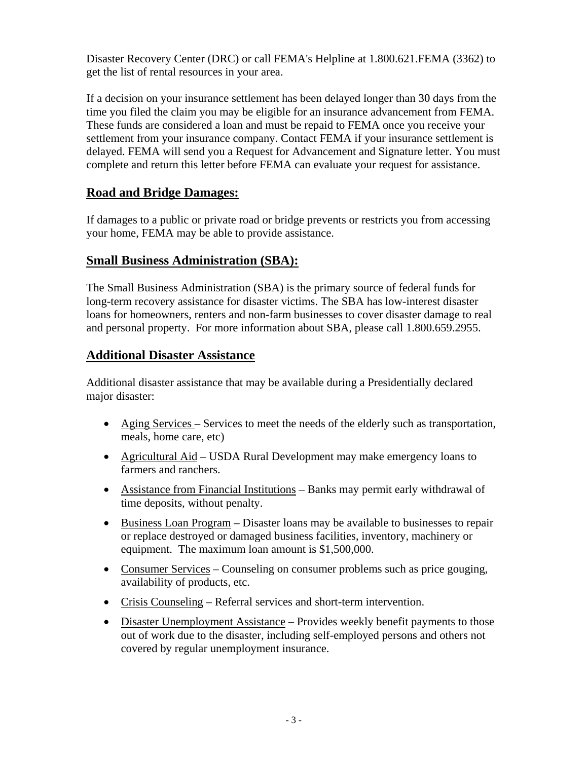Disaster Recovery Center (DRC) or call FEMA's Helpline at 1.800.621.FEMA (3362) to get the list of rental resources in your area.

If a decision on your insurance settlement has been delayed longer than 30 days from the time you filed the claim you may be eligible for an insurance advancement from FEMA. These funds are considered a loan and must be repaid to FEMA once you receive your settlement from your insurance company. Contact FEMA if your insurance settlement is delayed. FEMA will send you a Request for Advancement and Signature letter. You must complete and return this letter before FEMA can evaluate your request for assistance.

## Road and Bridge Damages:

If damages to a public or private road or bridge prevents or restricts you from accessing your home, FEMA may be able to provide assistance.

## Small Business Administration (SBA):

The Small Business Administration (SBA) is the primary source of federal funds for long-term recovery assistance for disaster victims. The SBA has low-interest disaster loans for homeowners, renters and non-farm businesses to cover disaster damage to real and personal property. For more information about SBA, please call 1.800.659.2955.

## Additional Disaster Assistance

Additional disaster assistance that may be available during a Presidentially declared major disaster:

- Aging Services – Services to meet the needs of the elderly such as transportation, meals, home care, etc)
- Agricultural Aid – USDA Rural Development may make emergency loans to farmers and ranchers.
- Assistance from Financial Institutions – Banks may permit early withdrawal of time deposits, without penalty.
- Business Loan Program – Disaster loans may be available to businesses to repair or replace destroyed or damaged business facilities, inventory, machinery or equipment. The maximum loan amount is $1,500,000.
- Consumer Services – Counseling on consumer problems such as price gouging, availability of products, etc.
- Crisis Counseling – Referral services and short-term intervention.
- Disaster Unemployment Assistance – Provides weekly benefit payments to those out of work due to the disaster, including self-employed persons and others not covered by regular unemployment insurance.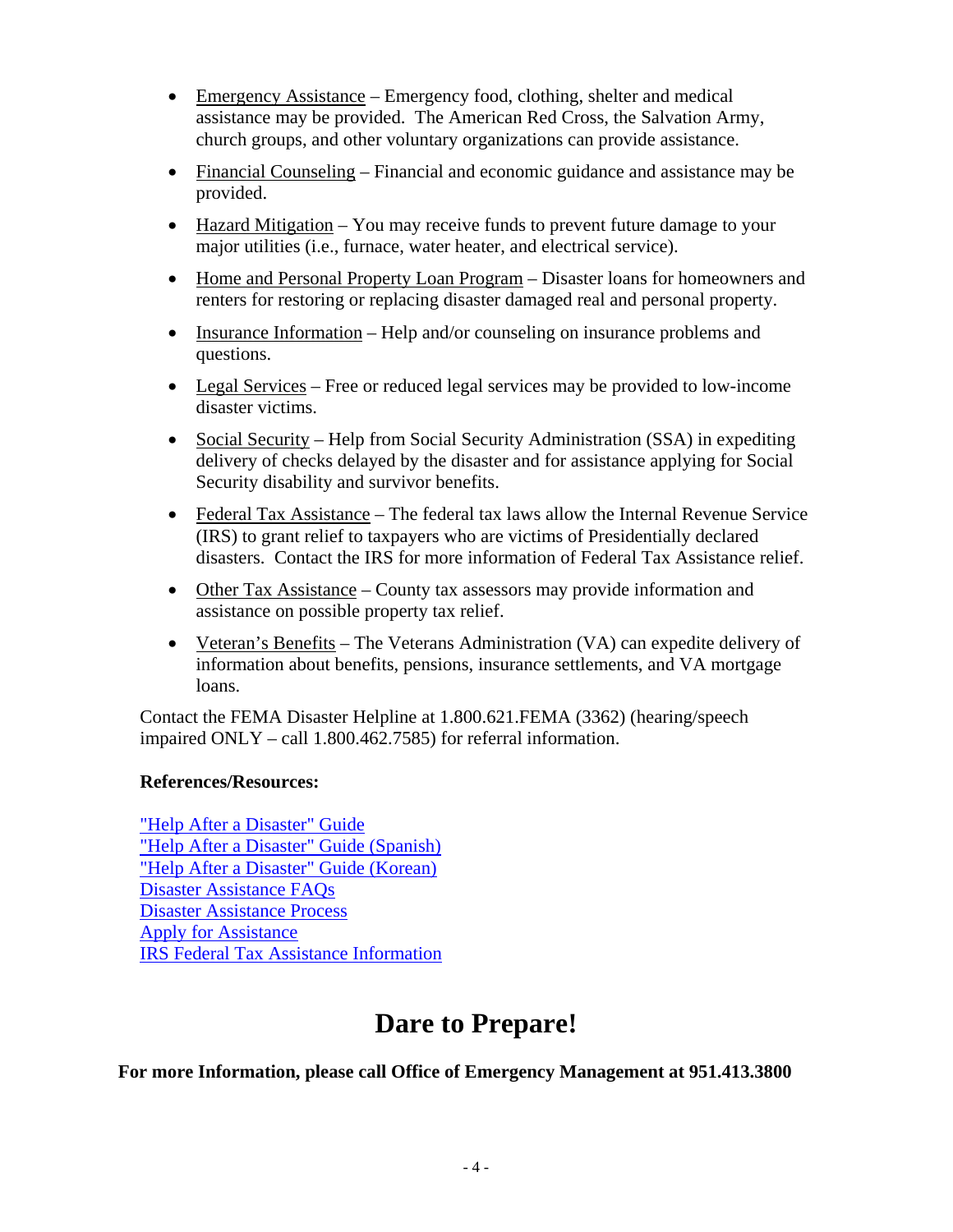- Emergency Assistance – Emergency food, clothing, shelter and medical assistance may be provided. The American Red Cross, the Salvation Army, church groups, and other voluntary organizations can provide assistance.
- Financial Counseling – Financial and economic guidance and assistance may be provided.
- Hazard Mitigation – You may receive funds to prevent future damage to your major utilities (i.e., furnace, water heater, and electrical service).
- Home and Personal Property Loan Program – Disaster loans for homeowners and renters for restoring or replacing disaster damaged real and personal property.
- Insurance Information – Help and/or counseling on insurance problems and questions.
- Legal Services – Free or reduced legal services may be provided to low-income disaster victims.
- Social Security – Help from Social Security Administration (SSA) in expediting delivery of checks delayed by the disaster and for assistance applying for Social Security disability and survivor benefits.
- Federal Tax Assistance – The federal tax laws allow the Internal Revenue Service (IRS) to grant relief to taxpayers who are victims of Presidentially declared disasters. Contact the IRS for more information of Federal Tax Assistance relief.
- Other Tax Assistance – County tax assessors may provide information and assistance on possible property tax relief.
- Veteran's Benefits – The Veterans Administration (VA) can expedite delivery of information about benefits, pensions, insurance settlements, and VA mortgage loans.

Contact the FEMA Disaster Helpline at 1.800.621.FEMA (3362) (hearing/speech impaired ONLY – call 1.800.462.7585) for referral information.

**References/Resources:**

"Help After a Disaster" Guide
"Help After a Disaster" Guide (Spanish)
"Help After a Disaster" Guide (Korean)
Disaster Assistance FAQs
Disaster Assistance Process
Apply for Assistance
IRS Federal Tax Assistance Information

# Dare to Prepare!

**For more Information, please call Office of Emergency Management at 951.413.3800**